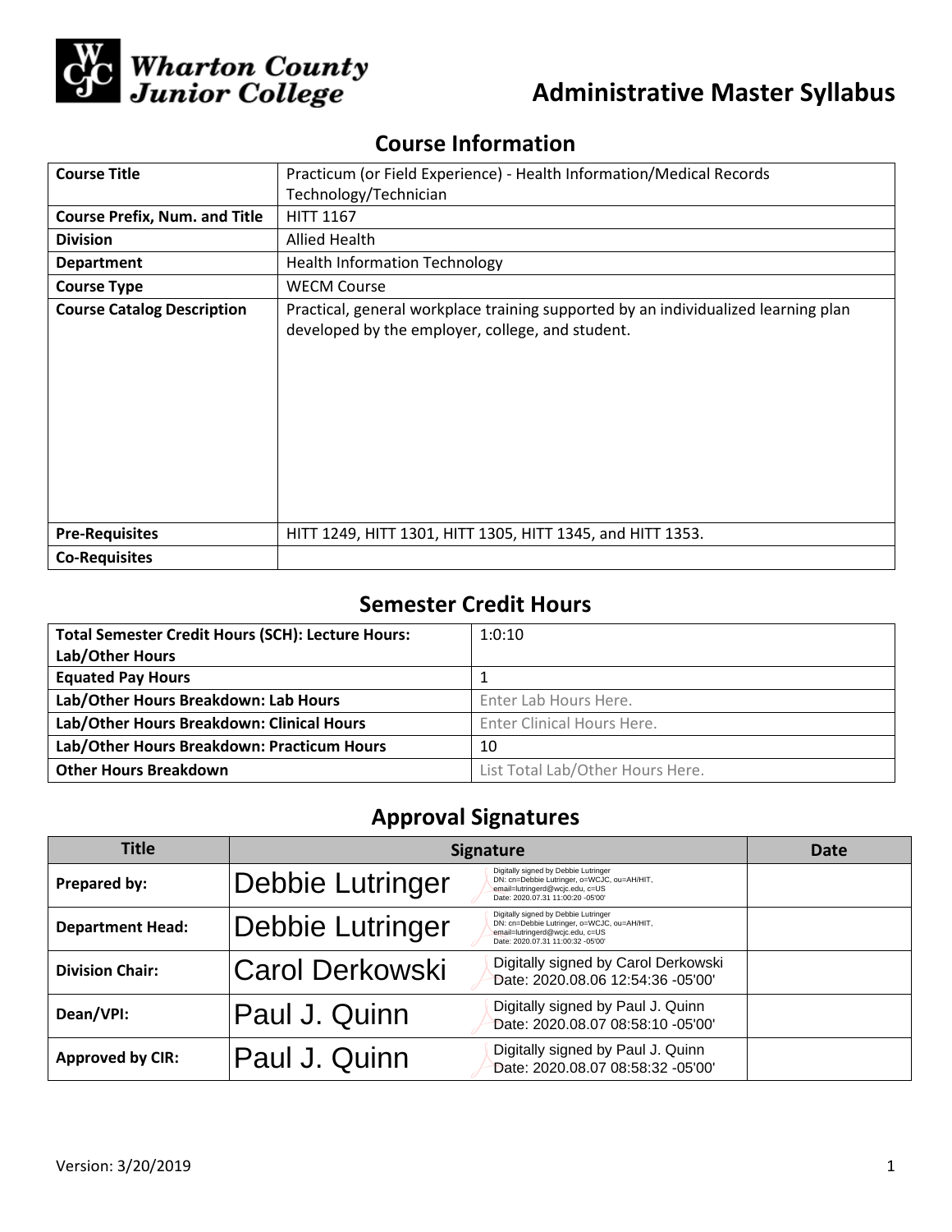Wharton County Junior College

# Administrative Master Syllabus

## Course Information

| Course Title | Practicum (or Field Experience) - Health Information/Medical Records Technology/Technician |
|---|---|
| Course Prefix, Num. and Title | HITT 1167 |
| Division | Allied Health |
| Department | Health Information Technology |
| Course Type | WECM Course |
| Course Catalog Description | Practical, general workplace training supported by an individualized learning plan developed by the employer, college, and student. |
| Pre-Requisites | HITT 1249, HITT 1301, HITT 1305, HITT 1345, and HITT 1353. |
| Co-Requisites | |

## Semester Credit Hours

| Total Semester Credit Hours (SCH): Lecture Hours: Lab/Other Hours | 1:0:10 |
|---|---|
| Equated Pay Hours | 1 |
| Lab/Other Hours Breakdown: Lab Hours | Enter Lab Hours Here. |
| Lab/Other Hours Breakdown: Clinical Hours | Enter Clinical Hours Here. |
| Lab/Other Hours Breakdown: Practicum Hours | 10 |
| Other Hours Breakdown | List Total Lab/Other Hours Here. |

## Approval Signatures

| Title | Signature | Date |
|---|---|---|
| Prepared by: | Debbie Lutringer — Digitally signed by Debbie Lutringer DN: cn=Debbie Lutringer, o=WCJC, ou=AH/HIT, email=lutringerd@wcjc.edu, c=US Date: 2020.07.31 11:00:20 -05'00' | |
| Department Head: | Debbie Lutringer — Digitally signed by Debbie Lutringer DN: cn=Debbie Lutringer, o=WCJC, ou=AH/HIT, email=lutringerd@wcjc.edu, c=US Date: 2020.07.31 11:00:32 -05'00' | |
| Division Chair: | Carol Derkowski — Digitally signed by Carol Derkowski Date: 2020.08.06 12:54:36 -05'00' | |
| Dean/VPI: | Paul J. Quinn — Digitally signed by Paul J. Quinn Date: 2020.08.07 08:58:10 -05'00' | |
| Approved by CIR: | Paul J. Quinn — Digitally signed by Paul J. Quinn Date: 2020.08.07 08:58:32 -05'00' | |

Version: 3/20/2019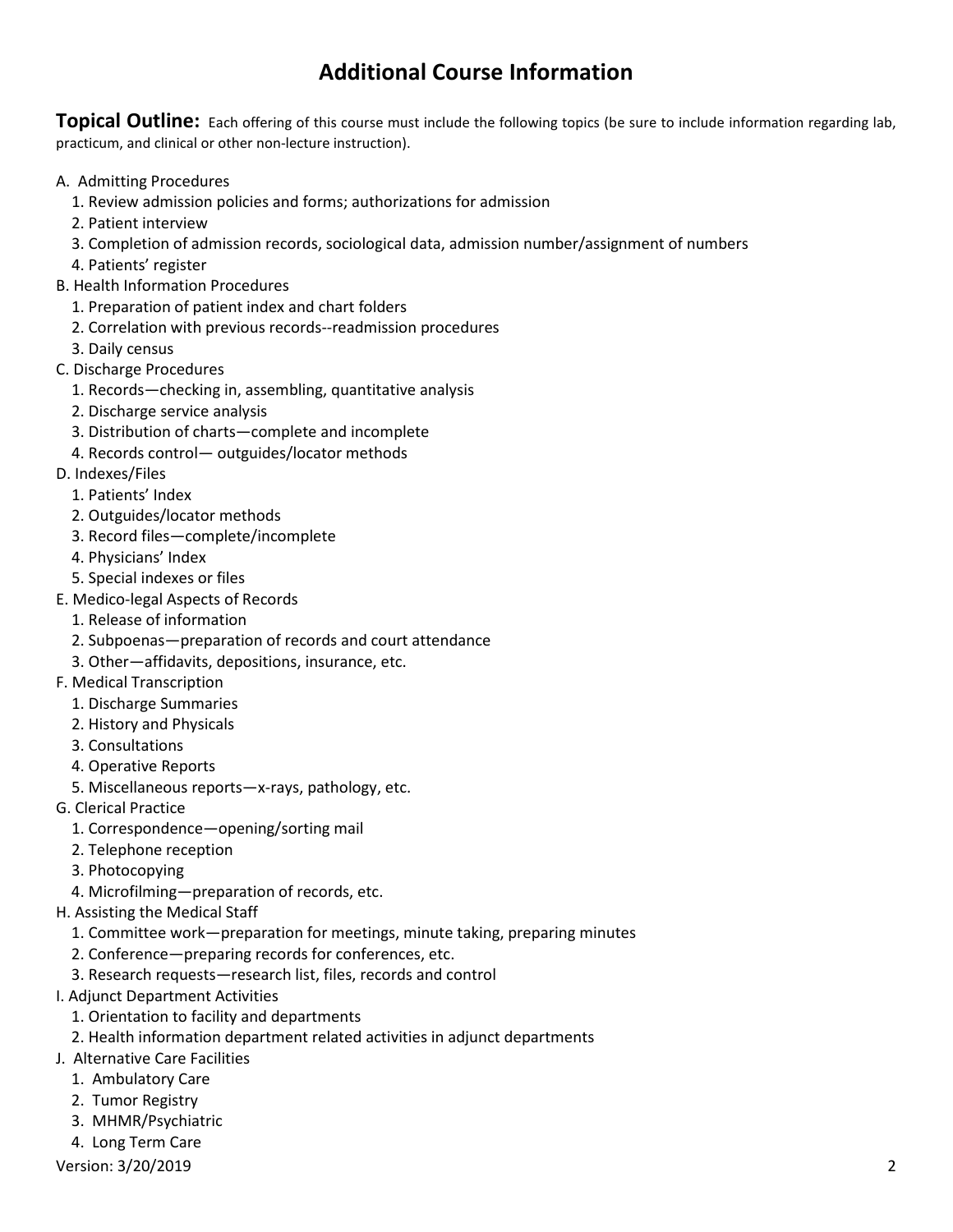# Additional Course Information

**Topical Outline:** Each offering of this course must include the following topics (be sure to include information regarding lab, practicum, and clinical or other non-lecture instruction).

A. Admitting Procedures
   1. Review admission policies and forms; authorizations for admission
   2. Patient interview
   3. Completion of admission records, sociological data, admission number/assignment of numbers
   4. Patients' register

B. Health Information Procedures
   1. Preparation of patient index and chart folders
   2. Correlation with previous records--readmission procedures
   3. Daily census

C. Discharge Procedures
   1. Records—checking in, assembling, quantitative analysis
   2. Discharge service analysis
   3. Distribution of charts—complete and incomplete
   4. Records control— outguides/locator methods

D. Indexes/Files
   1. Patients' Index
   2. Outguides/locator methods
   3. Record files—complete/incomplete
   4. Physicians' Index
   5. Special indexes or files

E. Medico-legal Aspects of Records
   1. Release of information
   2. Subpoenas—preparation of records and court attendance
   3. Other—affidavits, depositions, insurance, etc.

F. Medical Transcription
   1. Discharge Summaries
   2. History and Physicals
   3. Consultations
   4. Operative Reports
   5. Miscellaneous reports—x-rays, pathology, etc.

G. Clerical Practice
   1. Correspondence—opening/sorting mail
   2. Telephone reception
   3. Photocopying
   4. Microfilming—preparation of records, etc.

H. Assisting the Medical Staff
   1. Committee work—preparation for meetings, minute taking, preparing minutes
   2. Conference—preparing records for conferences, etc.
   3. Research requests—research list, files, records and control

I. Adjunct Department Activities
   1. Orientation to facility and departments
   2. Health information department related activities in adjunct departments

J. Alternative Care Facilities
   1. Ambulatory Care
   2. Tumor Registry
   3. MHMR/Psychiatric
   4. Long Term Care

Version: 3/20/2019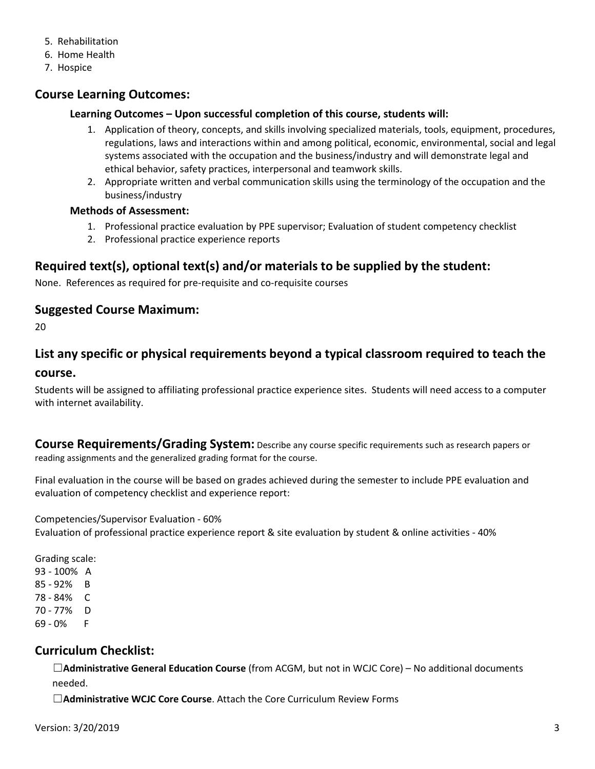5. Rehabilitation
6. Home Health
7. Hospice

## Course Learning Outcomes:

**Learning Outcomes – Upon successful completion of this course, students will:**

1. Application of theory, concepts, and skills involving specialized materials, tools, equipment, procedures, regulations, laws and interactions within and among political, economic, environmental, social and legal systems associated with the occupation and the business/industry and will demonstrate legal and ethical behavior, safety practices, interpersonal and teamwork skills.
2. Appropriate written and verbal communication skills using the terminology of the occupation and the business/industry

**Methods of Assessment:**

1. Professional practice evaluation by PPE supervisor; Evaluation of student competency checklist
2. Professional practice experience reports

## Required text(s), optional text(s) and/or materials to be supplied by the student:

None. References as required for pre-requisite and co-requisite courses

## Suggested Course Maximum:

20

## List any specific or physical requirements beyond a typical classroom required to teach the course.

Students will be assigned to affiliating professional practice experience sites. Students will need access to a computer with internet availability.

## Course Requirements/Grading System: 

Describe any course specific requirements such as research papers or reading assignments and the generalized grading format for the course.

Final evaluation in the course will be based on grades achieved during the semester to include PPE evaluation and evaluation of competency checklist and experience report:

Competencies/Supervisor Evaluation - 60%
Evaluation of professional practice experience report & site evaluation by student & online activities - 40%

Grading scale:
93 - 100% A
85 - 92% B
78 - 84% C
70 - 77% D
69 - 0% F

## Curriculum Checklist:

☐**Administrative General Education Course** (from ACGM, but not in WCJC Core) – No additional documents needed.

☐**Administrative WCJC Core Course**. Attach the Core Curriculum Review Forms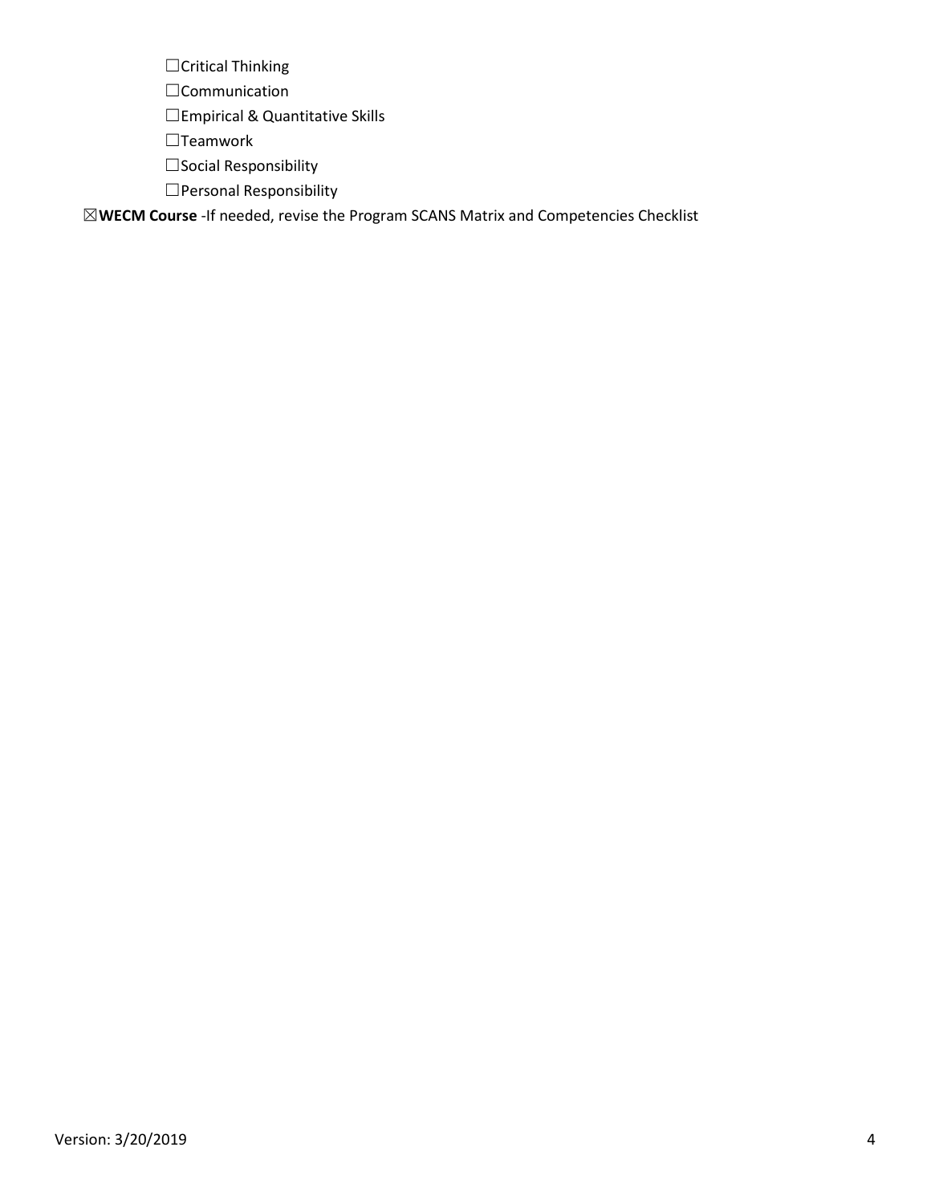☐Critical Thinking

☐Communication

☐Empirical & Quantitative Skills

☐Teamwork

☐Social Responsibility

☐Personal Responsibility

☒**WECM Course** -If needed, revise the Program SCANS Matrix and Competencies Checklist